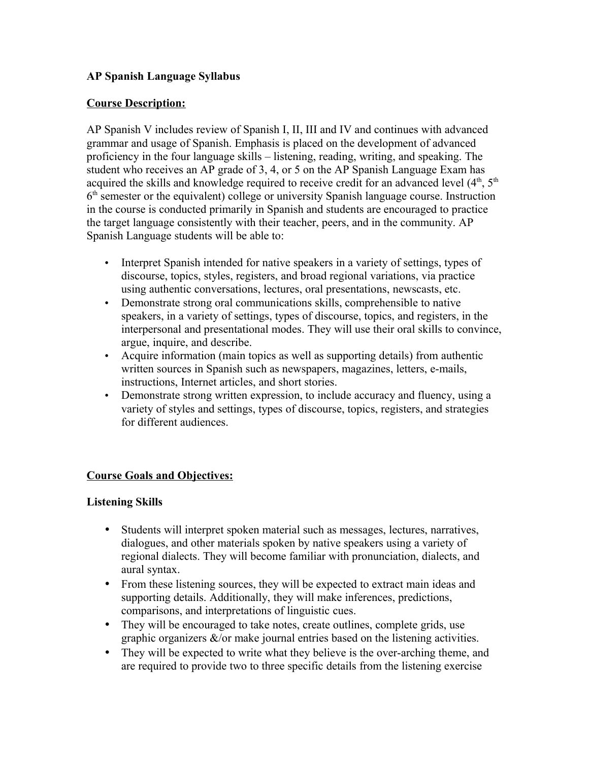**AP Spanish Language Syllabus**

**Course Description:**

AP Spanish V includes review of Spanish I, II, III and IV and continues with advanced grammar and usage of Spanish. Emphasis is placed on the development of advanced proficiency in the four language skills – listening, reading, writing, and speaking. The student who receives an AP grade of 3, 4, or 5 on the AP Spanish Language Exam has acquired the skills and knowledge required to receive credit for an advanced level ($4^{th}$, $5^{th}$ $6^{th}$ semester or the equivalent) college or university Spanish language course. Instruction in the course is conducted primarily in Spanish and students are encouraged to practice the target language consistently with their teacher, peers, and in the community. AP Spanish Language students will be able to:

- Interpret Spanish intended for native speakers in a variety of settings, types of discourse, topics, styles, registers, and broad regional variations, via practice using authentic conversations, lectures, oral presentations, newscasts, etc.
- Demonstrate strong oral communications skills, comprehensible to native speakers, in a variety of settings, types of discourse, topics, and registers, in the interpersonal and presentational modes. They will use their oral skills to convince, argue, inquire, and describe.
- Acquire information (main topics as well as supporting details) from authentic written sources in Spanish such as newspapers, magazines, letters, e-mails, instructions, Internet articles, and short stories.
- Demonstrate strong written expression, to include accuracy and fluency, using a variety of styles and settings, types of discourse, topics, registers, and strategies for different audiences.

**Course Goals and Objectives:**

**Listening Skills**

- Students will interpret spoken material such as messages, lectures, narratives, dialogues, and other materials spoken by native speakers using a variety of regional dialects. They will become familiar with pronunciation, dialects, and aural syntax.
- From these listening sources, they will be expected to extract main ideas and supporting details. Additionally, they will make inferences, predictions, comparisons, and interpretations of linguistic cues.
- They will be encouraged to take notes, create outlines, complete grids, use graphic organizers &/or make journal entries based on the listening activities.
- They will be expected to write what they believe is the over-arching theme, and are required to provide two to three specific details from the listening exercise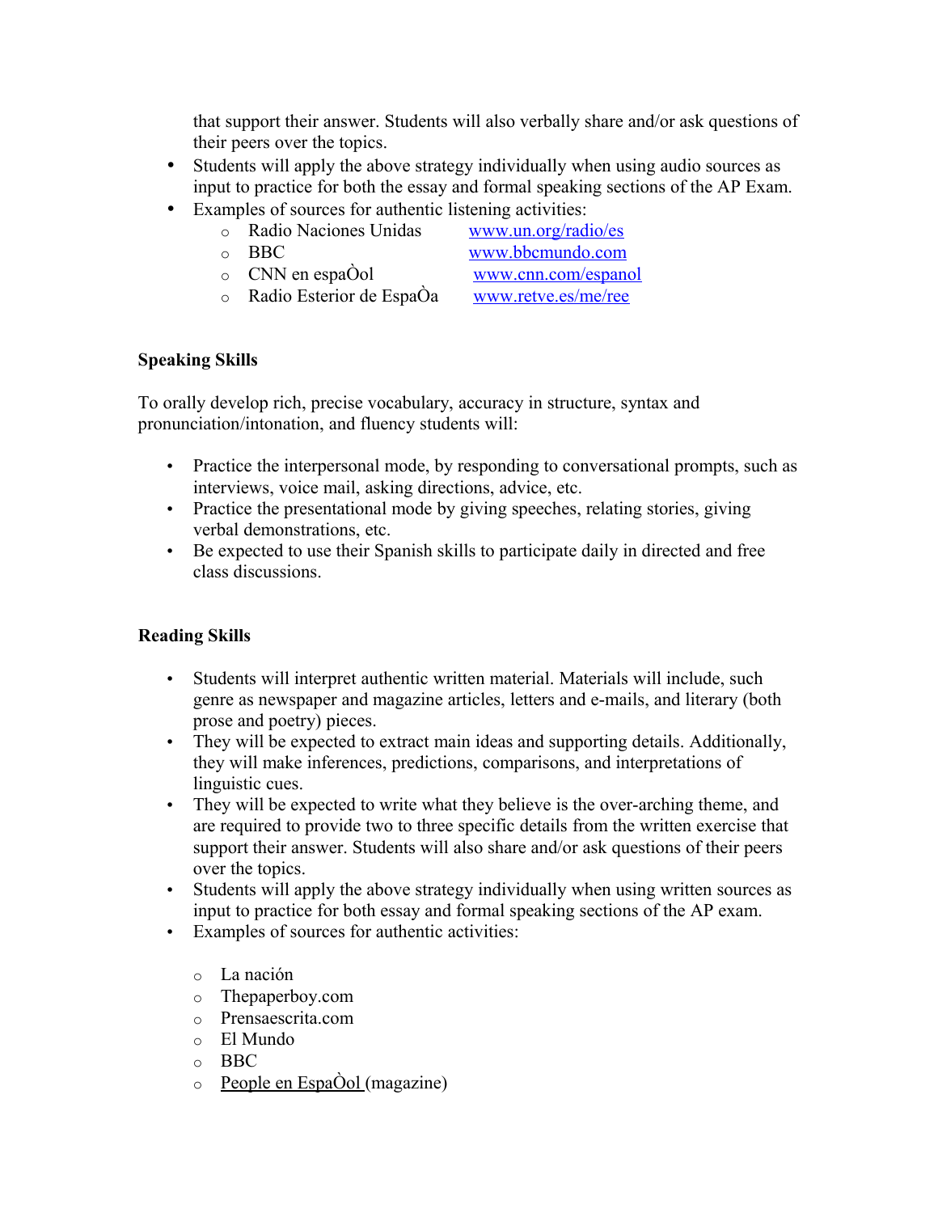that support their answer. Students will also verbally share and/or ask questions of their peers over the topics.

- Students will apply the above strategy individually when using audio sources as input to practice for both the essay and formal speaking sections of the AP Exam.
- Examples of sources for authentic listening activities:
  - Radio Naciones Unidas www.un.org/radio/es
  - BBC www.bbcmundo.com
  - CNN en espaÒol www.cnn.com/espanol
  - Radio Esterior de EspaÒa www.retve.es/me/ree

**Speaking Skills**

To orally develop rich, precise vocabulary, accuracy in structure, syntax and pronunciation/intonation, and fluency students will:

- Practice the interpersonal mode, by responding to conversational prompts, such as interviews, voice mail, asking directions, advice, etc.
- Practice the presentational mode by giving speeches, relating stories, giving verbal demonstrations, etc.
- Be expected to use their Spanish skills to participate daily in directed and free class discussions.

**Reading Skills**

- Students will interpret authentic written material. Materials will include, such genre as newspaper and magazine articles, letters and e-mails, and literary (both prose and poetry) pieces.
- They will be expected to extract main ideas and supporting details. Additionally, they will make inferences, predictions, comparisons, and interpretations of linguistic cues.
- They will be expected to write what they believe is the over-arching theme, and are required to provide two to three specific details from the written exercise that support their answer. Students will also share and/or ask questions of their peers over the topics.
- Students will apply the above strategy individually when using written sources as input to practice for both essay and formal speaking sections of the AP exam.
- Examples of sources for authentic activities:
  - La nación
  - Thepaperboy.com
  - Prensaescrita.com
  - El Mundo
  - BBC
  - People en EspaÒol (magazine)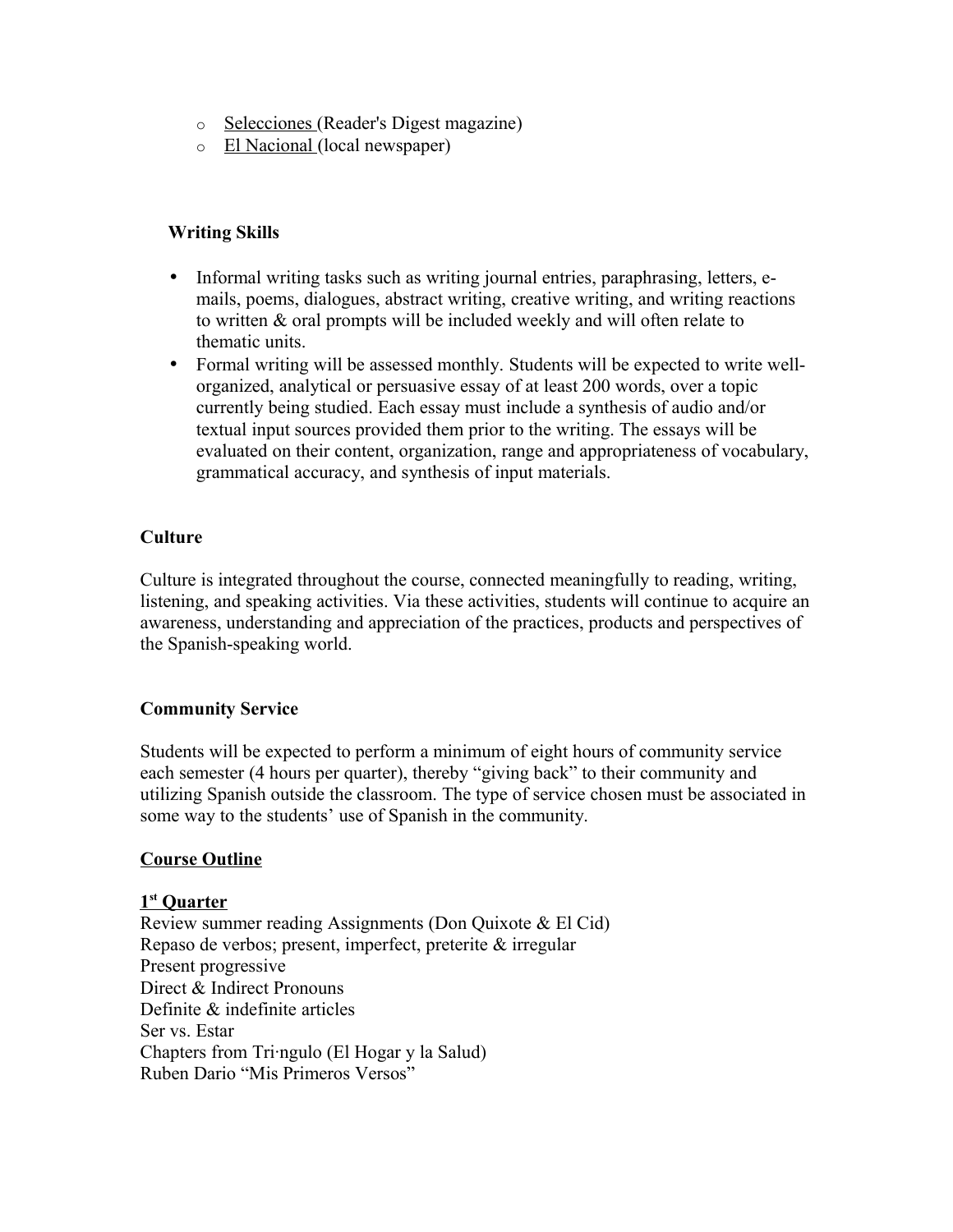- Selecciones (Reader's Digest magazine)
- El Nacional (local newspaper)

**Writing Skills**

- Informal writing tasks such as writing journal entries, paraphrasing, letters, e-mails, poems, dialogues, abstract writing, creative writing, and writing reactions to written & oral prompts will be included weekly and will often relate to thematic units.
- Formal writing will be assessed monthly. Students will be expected to write well-organized, analytical or persuasive essay of at least 200 words, over a topic currently being studied. Each essay must include a synthesis of audio and/or textual input sources provided them prior to the writing. The essays will be evaluated on their content, organization, range and appropriateness of vocabulary, grammatical accuracy, and synthesis of input materials.

**Culture**

Culture is integrated throughout the course, connected meaningfully to reading, writing, listening, and speaking activities. Via these activities, students will continue to acquire an awareness, understanding and appreciation of the practices, products and perspectives of the Spanish-speaking world.

**Community Service**

Students will be expected to perform a minimum of eight hours of community service each semester (4 hours per quarter), thereby "giving back" to their community and utilizing Spanish outside the classroom. The type of service chosen must be associated in some way to the students' use of Spanish in the community.

**Course Outline**

**1st Quarter**

Review summer reading Assignments (Don Quixote & El Cid)
Repaso de verbos; present, imperfect, preterite & irregular
Present progressive
Direct & Indirect Pronouns
Definite & indefinite articles
Ser vs. Estar
Chapters from Tri·ngulo (El Hogar y la Salud)
Ruben Dario "Mis Primeros Versos"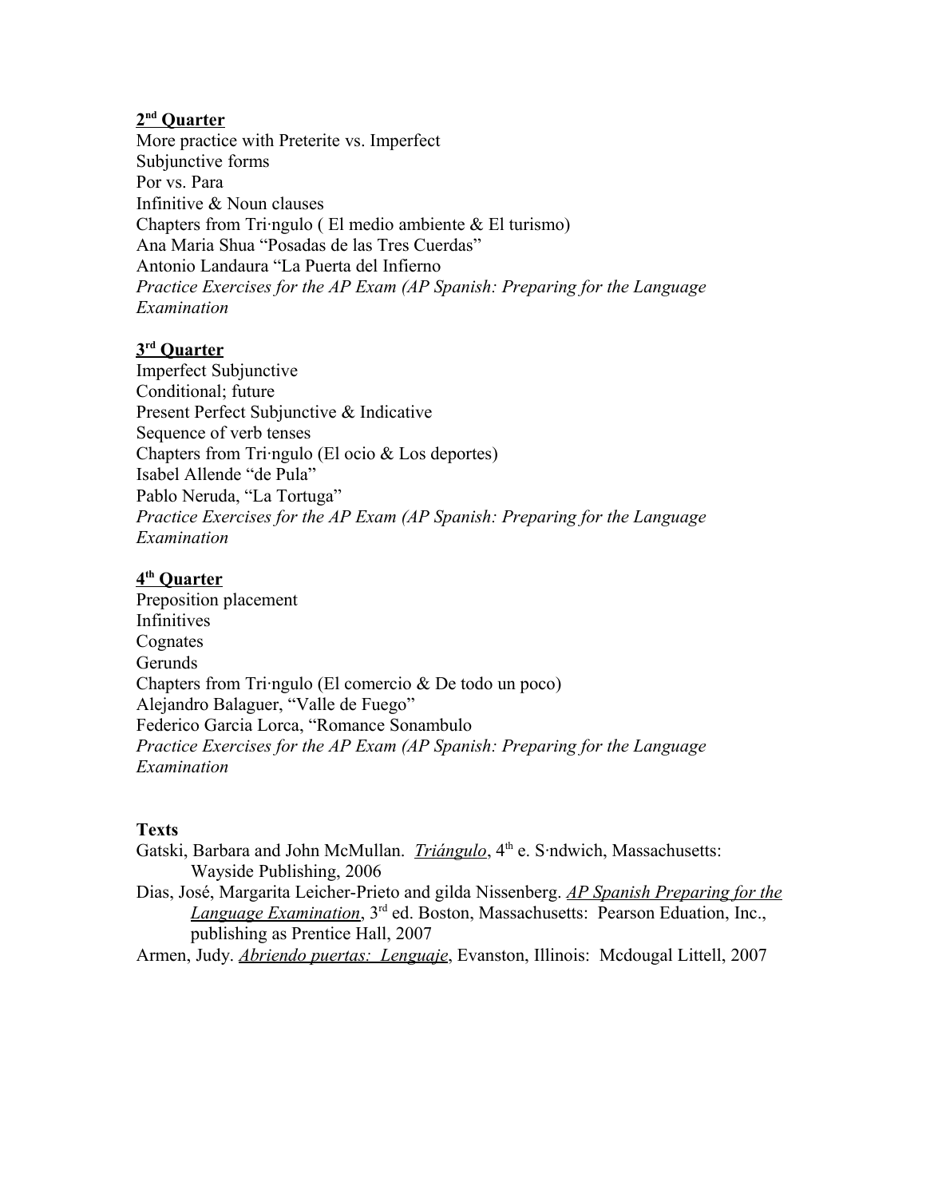**2nd Quarter**

More practice with Preterite vs. Imperfect
Subjunctive forms
Por vs. Para
Infinitive & Noun clauses
Chapters from Tri·ngulo ( El medio ambiente & El turismo)
Ana Maria Shua "Posadas de las Tres Cuerdas"
Antonio Landaura "La Puerta del Infierno
*Practice Exercises for the AP Exam (AP Spanish: Preparing for the Language Examination*

**3rd Quarter**

Imperfect Subjunctive
Conditional; future
Present Perfect Subjunctive & Indicative
Sequence of verb tenses
Chapters from Tri·ngulo (El ocio & Los deportes)
Isabel Allende "de Pula"
Pablo Neruda, "La Tortuga"
*Practice Exercises for the AP Exam (AP Spanish: Preparing for the Language Examination*

**4th Quarter**

Preposition placement
Infinitives
Cognates
Gerunds
Chapters from Tri·ngulo (El comercio & De todo un poco)
Alejandro Balaguer, "Valle de Fuego"
Federico Garcia Lorca, "Romance Sonambulo
*Practice Exercises for the AP Exam (AP Spanish: Preparing for the Language Examination*

**Texts**

Gatski, Barbara and John McMullan. *Triángulo*, 4th e. S·ndwich, Massachusetts: Wayside Publishing, 2006

Dias, José, Margarita Leicher-Prieto and gilda Nissenberg. *AP Spanish Preparing for the Language Examination*, 3rd ed. Boston, Massachusetts: Pearson Eduation, Inc., publishing as Prentice Hall, 2007

Armen, Judy. *Abriendo puertas: Lenguaje*, Evanston, Illinois: Mcdougal Littell, 2007